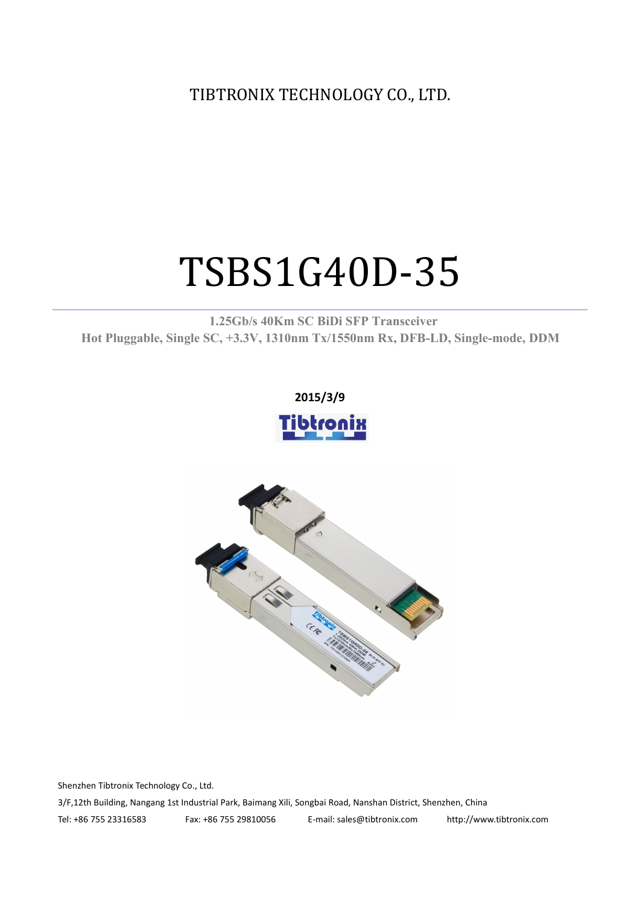TIBTRONIX TECHNOLOGY CO., LTD.

# TSBS1G40D-35

**1.25Gb/s 40Km SC BiDi SFP Transceiver**

**Hot Pluggable, Single SC, +3.3V, 1310nm Tx/1550nm Rx, DFB-LD, Single-mode, DDM**

**2015/3/9**

Shenzhen Tibtronix Technology Co., Ltd.

3/F,12th Building, Nangang 1st Industrial Park, Baimang Xili, Songbai Road, Nanshan District, Shenzhen, China

Tel: +86 755 23316583 Fax: +86 755 29810056 E-mail: sales@tibtronix.com http://www.tibtronix.com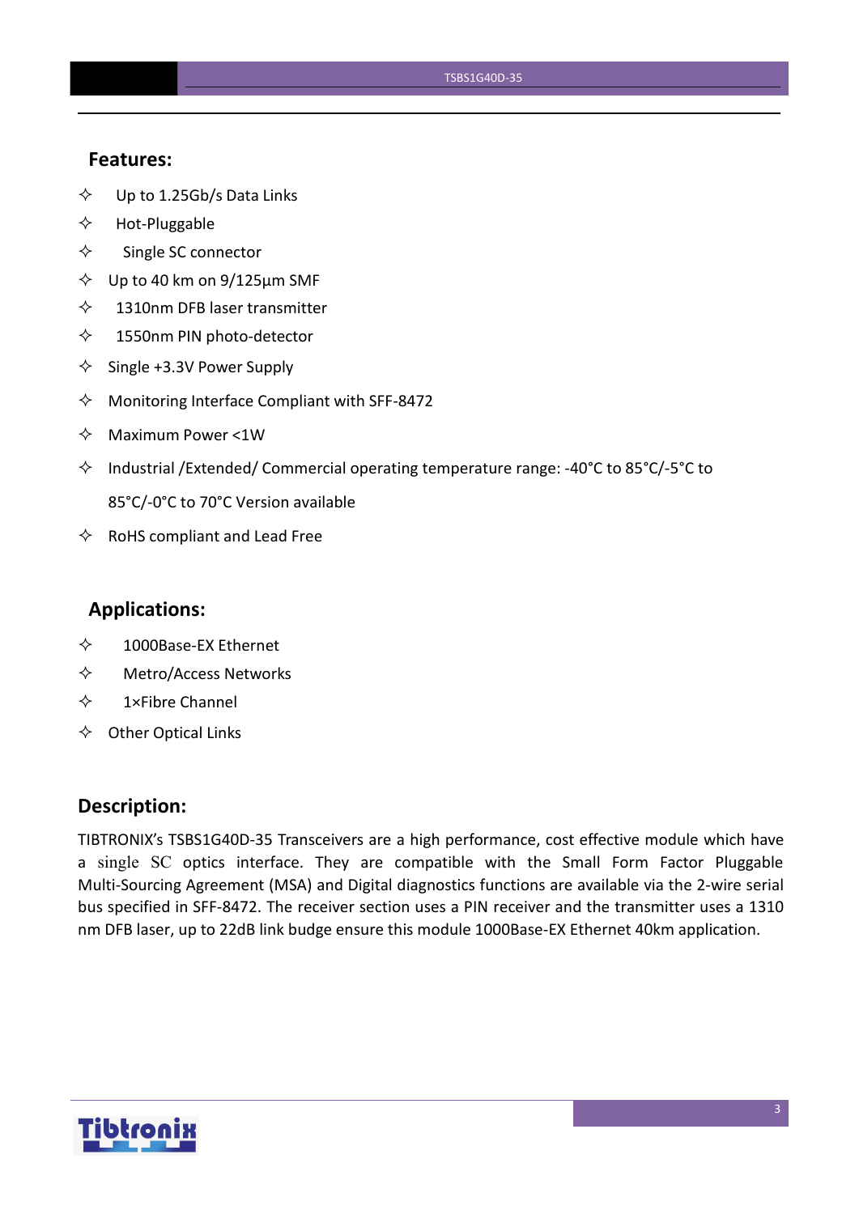## Features:

- ✧ Up to 1.25Gb/s Data Links
- ✧ Hot-Pluggable
- ✧ Single SC connector
- ✧ Up to 40 km on 9/125µm SMF
- ✧ 1310nm DFB laser transmitter
- ✧ 1550nm PIN photo-detector
- ✧ Single +3.3V Power Supply
- ✧ Monitoring Interface Compliant with SFF-8472
- ✧ Maximum Power <1W
- ✧ Industrial /Extended/ Commercial operating temperature range: -40°C to 85°C/-5°C to 85°C/-0°C to 70°C Version available
- ✧ RoHS compliant and Lead Free

## Applications:

- ✧ 1000Base-EX Ethernet
- ✧ Metro/Access Networks
- ✧ 1×Fibre Channel
- ✧ Other Optical Links

## Description:

TIBTRONIX's TSBS1G40D-35 Transceivers are a high performance, cost effective module which have a single SC optics interface. They are compatible with the Small Form Factor Pluggable Multi-Sourcing Agreement (MSA) and Digital diagnostics functions are available via the 2-wire serial bus specified in SFF-8472. The receiver section uses a PIN receiver and the transmitter uses a 1310 nm DFB laser, up to 22dB link budge ensure this module 1000Base-EX Ethernet 40km application.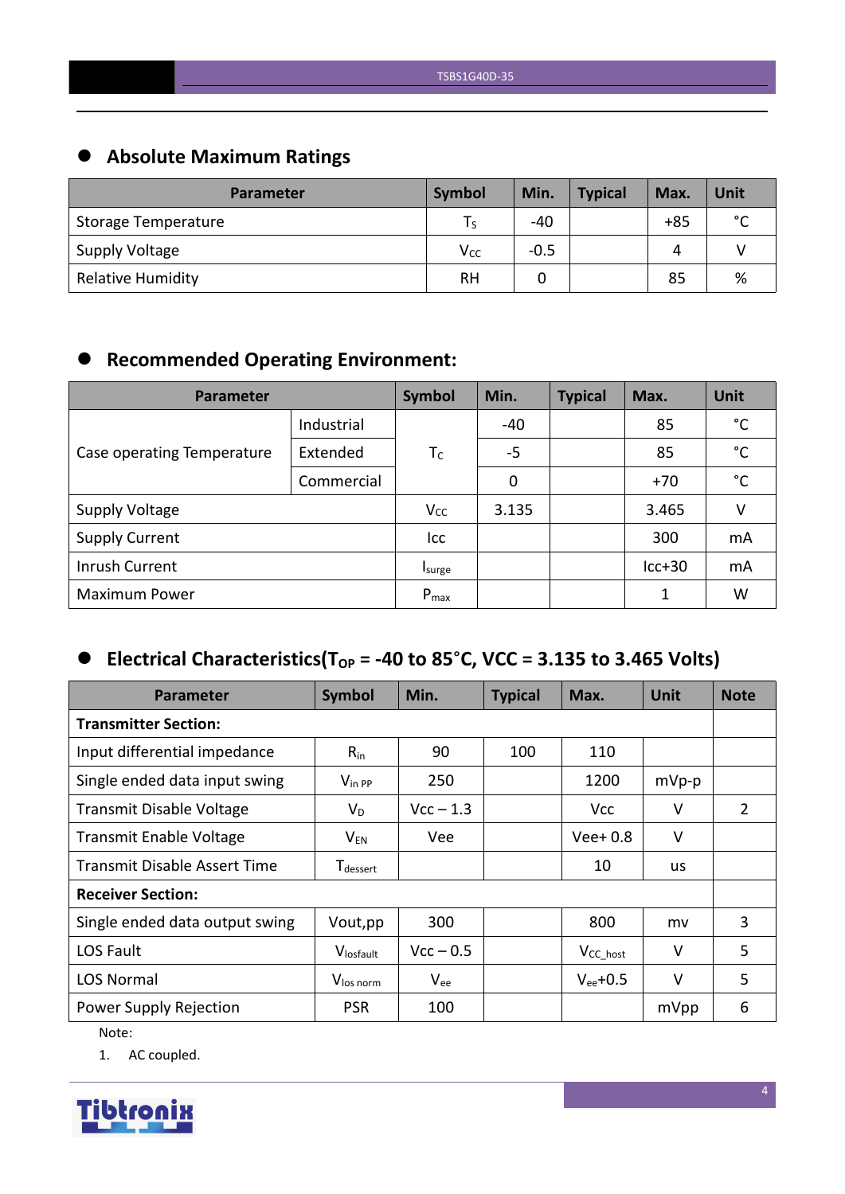## Absolute Maximum Ratings

| Parameter | Symbol | Min. | Typical | Max. | Unit |
|---|---|---|---|---|---|
| Storage Temperature | $T_S$ | -40 | | +85 | °C |
| Supply Voltage | $V_{CC}$ | -0.5 | | 4 | V |
| Relative Humidity | RH | 0 | | 85 | % |

## Recommended Operating Environment:

| Parameter | | Symbol | Min. | Typical | Max. | Unit |
|---|---|---|---|---|---|---|
| Case operating Temperature | Industrial | $T_C$ | -40 | | 85 | °C |
| | Extended | | -5 | | 85 | °C |
| | Commercial | | 0 | | +70 | °C |
| Supply Voltage | | $V_{CC}$ | 3.135 | | 3.465 | V |
| Supply Current | | Icc | | | 300 | mA |
| Inrush Current | | $I_{surge}$ | | | Icc+30 | mA |
| Maximum Power | | $P_{max}$ | | | 1 | W |

## Electrical Characteristics($T_{OP}$ = -40 to 85°C, VCC = 3.135 to 3.465 Volts)

| Parameter | Symbol | Min. | Typical | Max. | Unit | Note |
|---|---|---|---|---|---|---|
| **Transmitter Section:** | | | | | | |
| Input differential impedance | $R_{in}$ | 90 | 100 | 110 | | |
| Single ended data input swing | $V_{in\ PP}$ | 250 | | 1200 | mVp-p | |
| Transmit Disable Voltage | $V_D$ | Vcc – 1.3 | | Vcc | V | 2 |
| Transmit Enable Voltage | $V_{EN}$ | Vee | | Vee+ 0.8 | V | |
| Transmit Disable Assert Time | $T_{dessert}$ | | | 10 | us | |
| **Receiver Section:** | | | | | | |
| Single ended data output swing | Vout,pp | 300 | | 800 | mv | 3 |
| LOS Fault | $V_{losfault}$ | Vcc – 0.5 | | $V_{CC\_host}$ | V | 5 |
| LOS Normal | $V_{los\ norm}$ | $V_{ee}$ | | $V_{ee}$+0.5 | V | 5 |
| Power Supply Rejection | PSR | 100 | | | mVpp | 6 |

Note:

1. AC coupled.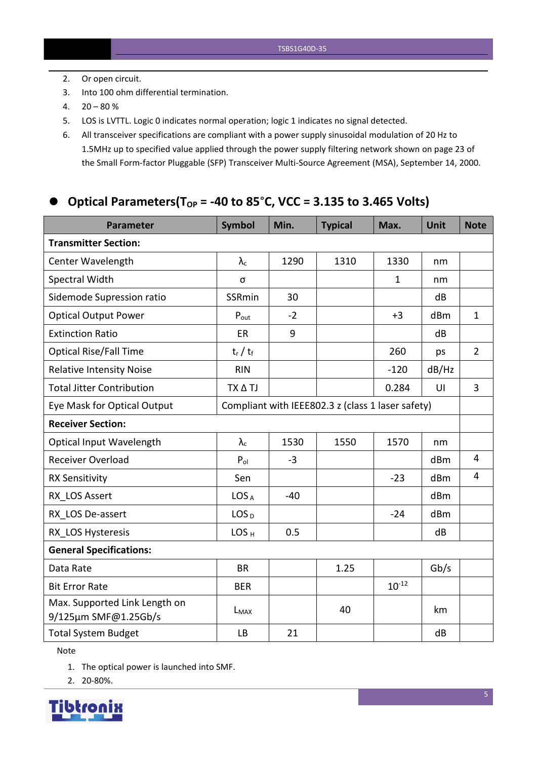2. Or open circuit.
3. Into 100 ohm differential termination.
4. 20 – 80 %
5. LOS is LVTTL. Logic 0 indicates normal operation; logic 1 indicates no signal detected.
6. All transceiver specifications are compliant with a power supply sinusoidal modulation of 20 Hz to 1.5MHz up to specified value applied through the power supply filtering network shown on page 23 of the Small Form-factor Pluggable (SFP) Transceiver Multi-Source Agreement (MSA), September 14, 2000.

## Optical Parameters($T_{OP}$ = -40 to 85°C, VCC = 3.135 to 3.465 Volts)

| Parameter | Symbol | Min. | Typical | Max. | Unit | Note |
|---|---|---|---|---|---|---|
| **Transmitter Section:** | | | | | | |
| Center Wavelength | $\lambda_c$ | 1290 | 1310 | 1330 | nm | |
| Spectral Width | σ | | | 1 | nm | |
| Sidemode Supression ratio | SSRmin | 30 | | | dB | |
| Optical Output Power | $P_{out}$ | -2 | | +3 | dBm | 1 |
| Extinction Ratio | ER | 9 | | | dB | |
| Optical Rise/Fall Time | $t_r$ / $t_f$ | | | 260 | ps | 2 |
| Relative Intensity Noise | RIN | | | -120 | dB/Hz | |
| Total Jitter Contribution | TX Δ TJ | | | 0.284 | UI | 3 |
| Eye Mask for Optical Output | Compliant with IEEE802.3 z (class 1 laser safety) | | | | | |
| **Receiver Section:** | | | | | | |
| Optical Input Wavelength | $\lambda_c$ | 1530 | 1550 | 1570 | nm | |
| Receiver Overload | $P_{ol}$ | -3 | | | dBm | 4 |
| RX Sensitivity | Sen | | | -23 | dBm | 4 |
| RX_LOS Assert | $LOS_A$ | -40 | | | dBm | |
| RX_LOS De-assert | $LOS_D$ | | | -24 | dBm | |
| RX_LOS Hysteresis | $LOS_H$ | 0.5 | | | dB | |
| **General Specifications:** | | | | | | |
| Data Rate | BR | | 1.25 | | Gb/s | |
| Bit Error Rate | BER | | | $10^{-12}$ | | |
| Max. Supported Link Length on 9/125µm SMF@1.25Gb/s | $L_{MAX}$ | | 40 | | km | |
| Total System Budget | LB | 21 | | | dB | |

Note

1. The optical power is launched into SMF.
2. 20-80%.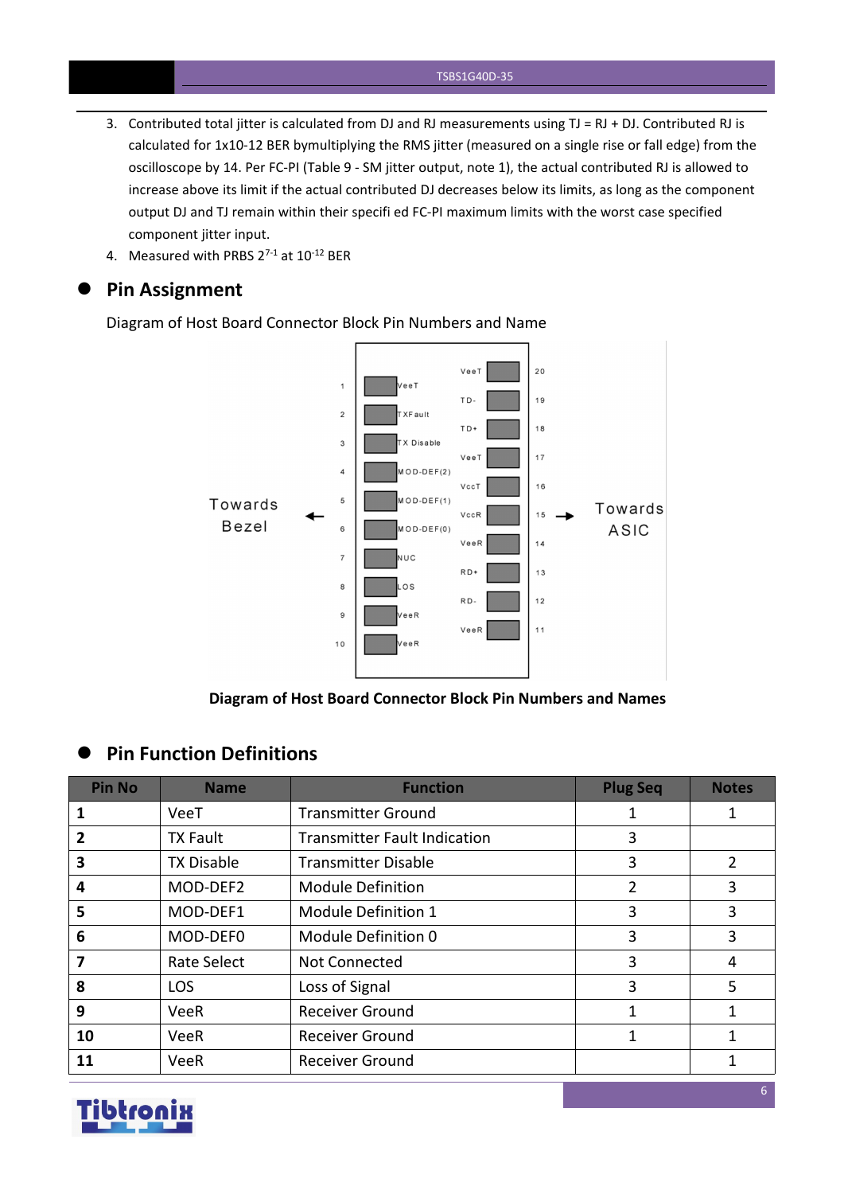3. Contributed total jitter is calculated from DJ and RJ measurements using TJ = RJ + DJ. Contributed RJ is calculated for 1x10-12 BER bymultiplying the RMS jitter (measured on a single rise or fall edge) from the oscilloscope by 14. Per FC-PI (Table 9 - SM jitter output, note 1), the actual contributed RJ is allowed to increase above its limit if the actual contributed DJ decreases below its limits, as long as the component output DJ and TJ remain within their specifi ed FC-PI maximum limits with the worst case specified component jitter input.
4. Measured with PRBS $2^{7-1}$ at $10^{-12}$ BER

## Pin Assignment

Diagram of Host Board Connector Block Pin Numbers and Name

**Diagram of Host Board Connector Block Pin Numbers and Names**

## Pin Function Definitions

| Pin No | Name | Function | Plug Seq | Notes |
|---|---|---|---|---|
| **1** | VeeT | Transmitter Ground | 1 | 1 |
| **2** | TX Fault | Transmitter Fault Indication | 3 | |
| **3** | TX Disable | Transmitter Disable | 3 | 2 |
| **4** | MOD-DEF2 | Module Definition | 2 | 3 |
| **5** | MOD-DEF1 | Module Definition 1 | 3 | 3 |
| **6** | MOD-DEF0 | Module Definition 0 | 3 | 3 |
| **7** | Rate Select | Not Connected | 3 | 4 |
| **8** | LOS | Loss of Signal | 3 | 5 |
| **9** | VeeR | Receiver Ground | 1 | 1 |
| **10** | VeeR | Receiver Ground | 1 | 1 |
| **11** | VeeR | Receiver Ground | | 1 |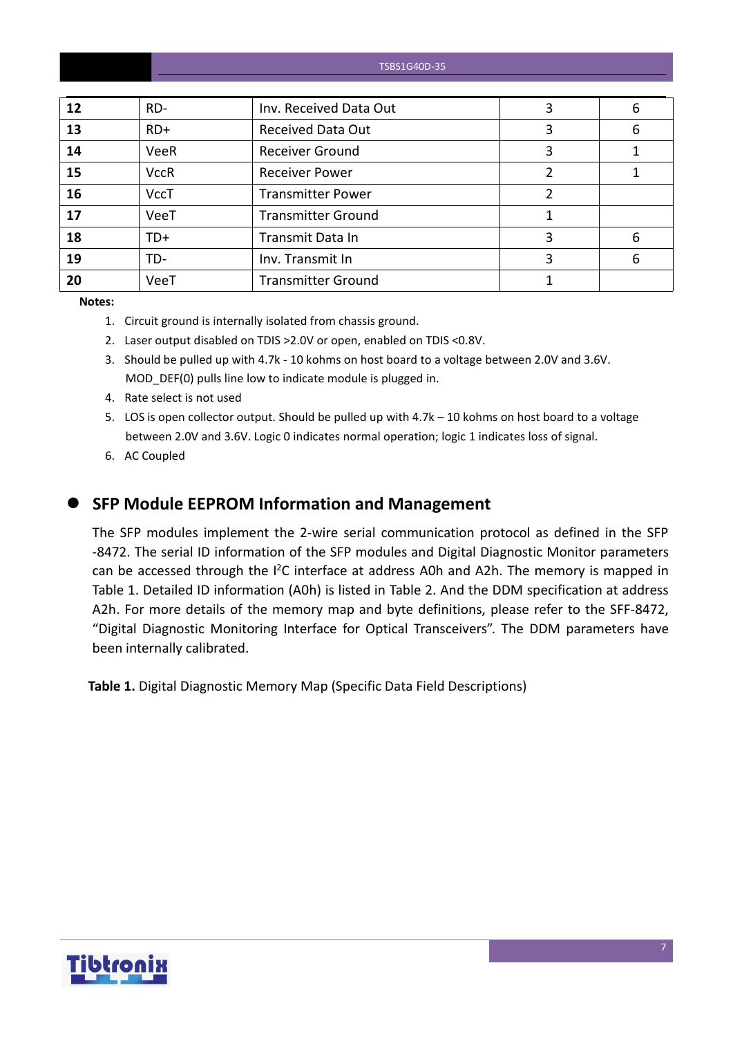| | | | | |
|---|---|---|---|---|
| **12** | RD- | Inv. Received Data Out | 3 | 6 |
| **13** | RD+ | Received Data Out | 3 | 6 |
| **14** | VeeR | Receiver Ground | 3 | 1 |
| **15** | VccR | Receiver Power | 2 | 1 |
| **16** | VccT | Transmitter Power | 2 | |
| **17** | VeeT | Transmitter Ground | 1 | |
| **18** | TD+ | Transmit Data In | 3 | 6 |
| **19** | TD- | Inv. Transmit In | 3 | 6 |
| **20** | VeeT | Transmitter Ground | 1 | |

**Notes:**

1. Circuit ground is internally isolated from chassis ground.
2. Laser output disabled on TDIS >2.0V or open, enabled on TDIS <0.8V.
3. Should be pulled up with 4.7k - 10 kohms on host board to a voltage between 2.0V and 3.6V. MOD_DEF(0) pulls line low to indicate module is plugged in.
4. Rate select is not used
5. LOS is open collector output. Should be pulled up with 4.7k – 10 kohms on host board to a voltage between 2.0V and 3.6V. Logic 0 indicates normal operation; logic 1 indicates loss of signal.
6. AC Coupled

## SFP Module EEPROM Information and Management

The SFP modules implement the 2-wire serial communication protocol as defined in the SFP -8472. The serial ID information of the SFP modules and Digital Diagnostic Monitor parameters can be accessed through the $I^2C$ interface at address A0h and A2h. The memory is mapped in Table 1. Detailed ID information (A0h) is listed in Table 2. And the DDM specification at address A2h. For more details of the memory map and byte definitions, please refer to the SFF-8472, "Digital Diagnostic Monitoring Interface for Optical Transceivers". The DDM parameters have been internally calibrated.

**Table 1.** Digital Diagnostic Memory Map (Specific Data Field Descriptions)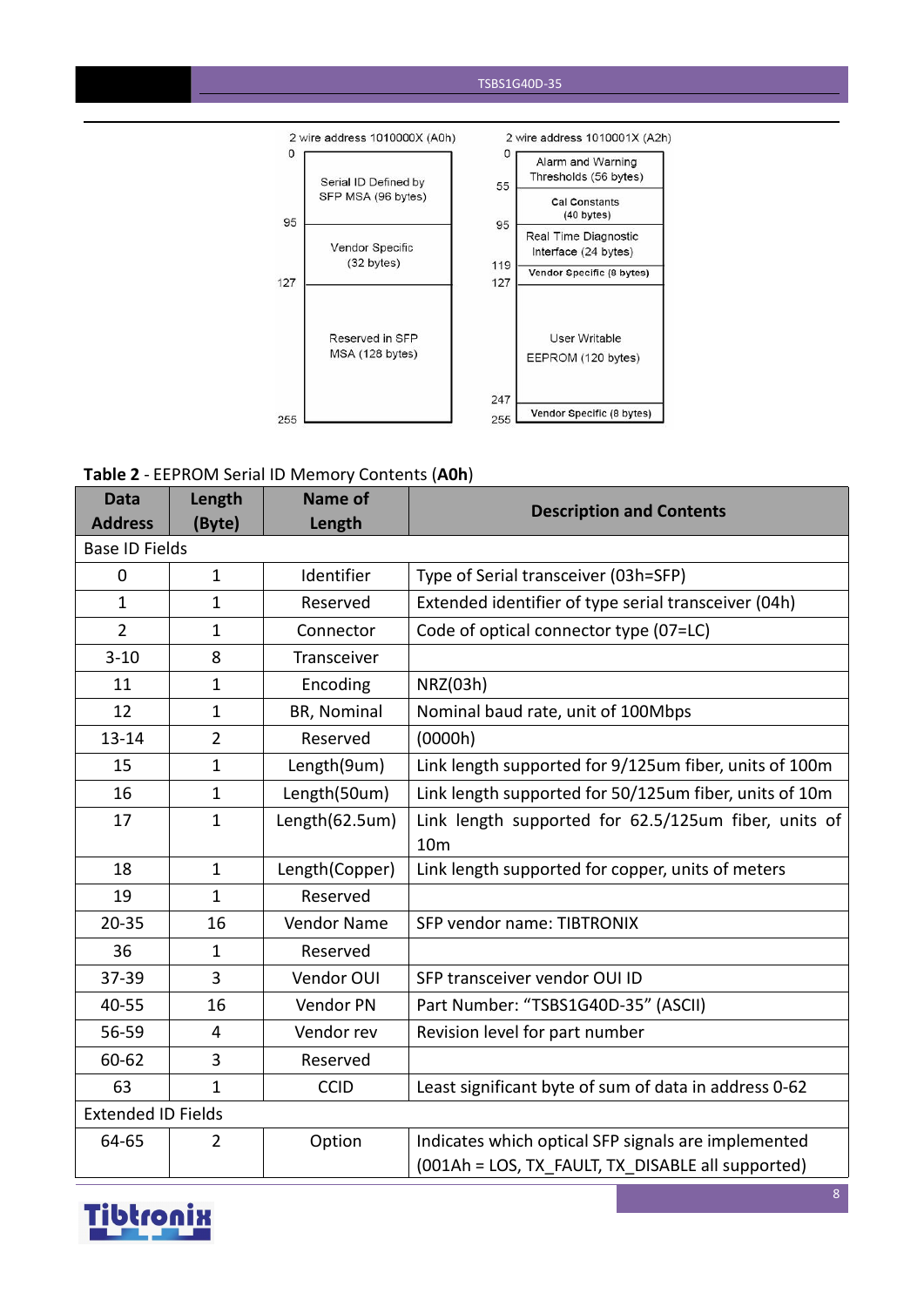2 wire address 1010000X (A0h)

| Address | Contents |
|---|---|
| 0–95 | Serial ID Defined by SFP MSA (96 bytes) |
| 95–127 | Vendor Specific (32 bytes) |
| 127–255 | Reserved in SFP MSA (128 bytes) |

2 wire address 1010001X (A2h)

| Address | Contents |
|---|---|
| 0–55 | Alarm and Warning Thresholds (56 bytes) |
| 55–95 | Cal Constants (40 bytes) |
| 95–119 | Real Time Diagnostic Interface (24 bytes) |
| 119–127 | Vendor Specific (8 bytes) |
| 127–247 | User Writable EEPROM (120 bytes) |
| 247–255 | Vendor Specific (8 bytes) |

**Table 2** - EEPROM Serial ID Memory Contents (**A0h**)

| Data Address | Length (Byte) | Name of Length | Description and Contents |
|---|---|---|---|
| Base ID Fields | | | |
| 0 | 1 | Identifier | Type of Serial transceiver (03h=SFP) |
| 1 | 1 | Reserved | Extended identifier of type serial transceiver (04h) |
| 2 | 1 | Connector | Code of optical connector type (07=LC) |
| 3-10 | 8 | Transceiver | |
| 11 | 1 | Encoding | NRZ(03h) |
| 12 | 1 | BR, Nominal | Nominal baud rate, unit of 100Mbps |
| 13-14 | 2 | Reserved | (0000h) |
| 15 | 1 | Length(9um) | Link length supported for 9/125um fiber, units of 100m |
| 16 | 1 | Length(50um) | Link length supported for 50/125um fiber, units of 10m |
| 17 | 1 | Length(62.5um) | Link length supported for 62.5/125um fiber, units of 10m |
| 18 | 1 | Length(Copper) | Link length supported for copper, units of meters |
| 19 | 1 | Reserved | |
| 20-35 | 16 | Vendor Name | SFP vendor name: TIBTRONIX |
| 36 | 1 | Reserved | |
| 37-39 | 3 | Vendor OUI | SFP transceiver vendor OUI ID |
| 40-55 | 16 | Vendor PN | Part Number: "TSBS1G40D-35" (ASCII) |
| 56-59 | 4 | Vendor rev | Revision level for part number |
| 60-62 | 3 | Reserved | |
| 63 | 1 | CCID | Least significant byte of sum of data in address 0-62 |
| Extended ID Fields | | | |
| 64-65 | 2 | Option | Indicates which optical SFP signals are implemented (001Ah = LOS, TX_FAULT, TX_DISABLE all supported) |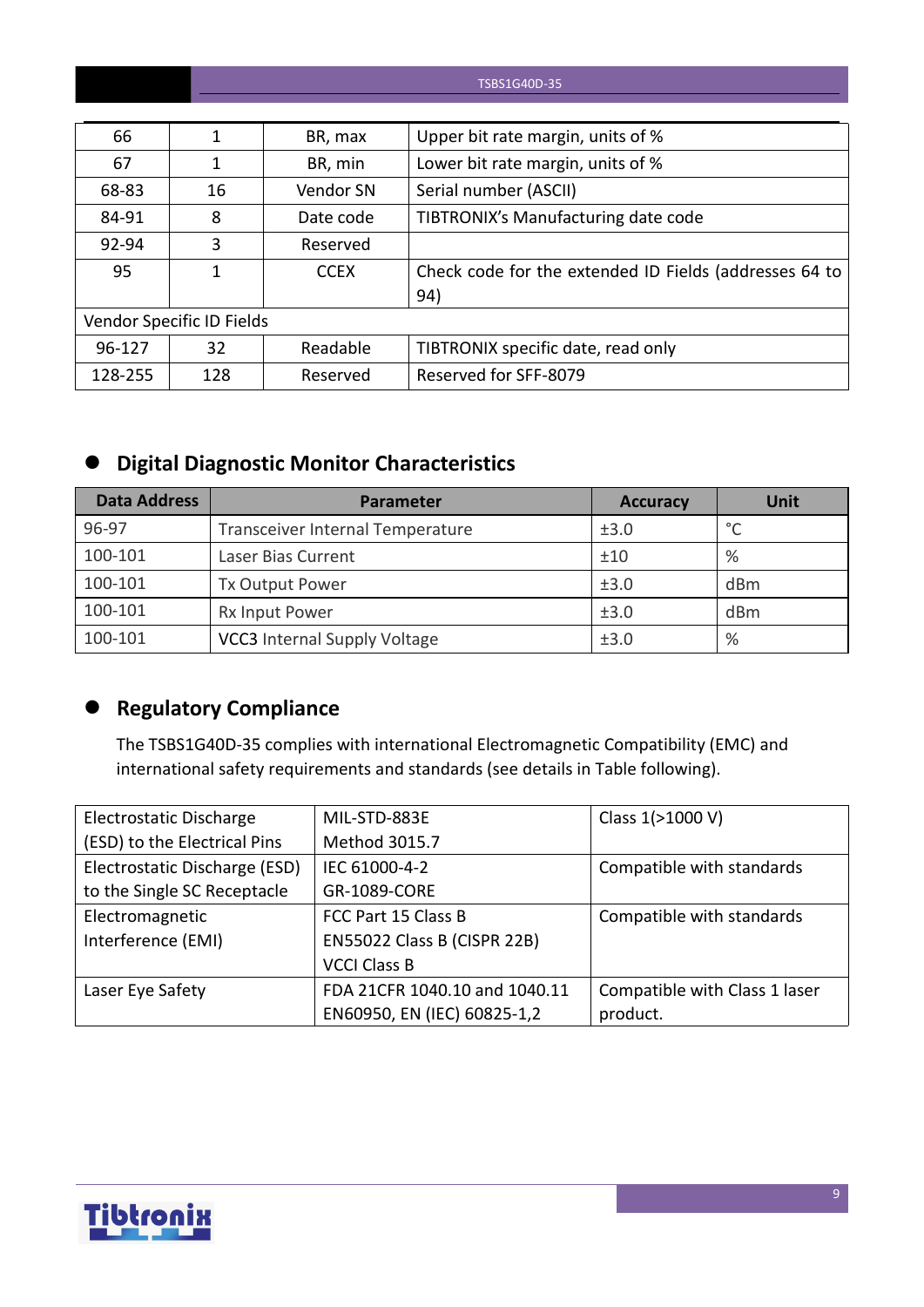| 66 | 1 | BR, max | Upper bit rate margin, units of % |
|---|---|---|---|
| 67 | 1 | BR, min | Lower bit rate margin, units of % |
| 68-83 | 16 | Vendor SN | Serial number (ASCII) |
| 84-91 | 8 | Date code | TIBTRONIX's Manufacturing date code |
| 92-94 | 3 | Reserved | |
| 95 | 1 | CCEX | Check code for the extended ID Fields (addresses 64 to 94) |
| Vendor Specific ID Fields | | | |
| 96-127 | 32 | Readable | TIBTRONIX specific date, read only |
| 128-255 | 128 | Reserved | Reserved for SFF-8079 |

## Digital Diagnostic Monitor Characteristics

| Data Address | Parameter | Accuracy | Unit |
|---|---|---|---|
| 96-97 | Transceiver Internal Temperature | ±3.0 | °C |
| 100-101 | Laser Bias Current | ±10 | % |
| 100-101 | Tx Output Power | ±3.0 | dBm |
| 100-101 | Rx Input Power | ±3.0 | dBm |
| 100-101 | VCC3 Internal Supply Voltage | ±3.0 | % |

## Regulatory Compliance

The TSBS1G40D-35 complies with international Electromagnetic Compatibility (EMC) and international safety requirements and standards (see details in Table following).

| Electrostatic Discharge (ESD) to the Electrical Pins | MIL-STD-883E Method 3015.7 | Class 1(>1000 V) |
|---|---|---|
| Electrostatic Discharge (ESD) to the Single SC Receptacle | IEC 61000-4-2 GR-1089-CORE | Compatible with standards |
| Electromagnetic Interference (EMI) | FCC Part 15 Class B EN55022 Class B (CISPR 22B) VCCI Class B | Compatible with standards |
| Laser Eye Safety | FDA 21CFR 1040.10 and 1040.11 EN60950, EN (IEC) 60825-1,2 | Compatible with Class 1 laser product. |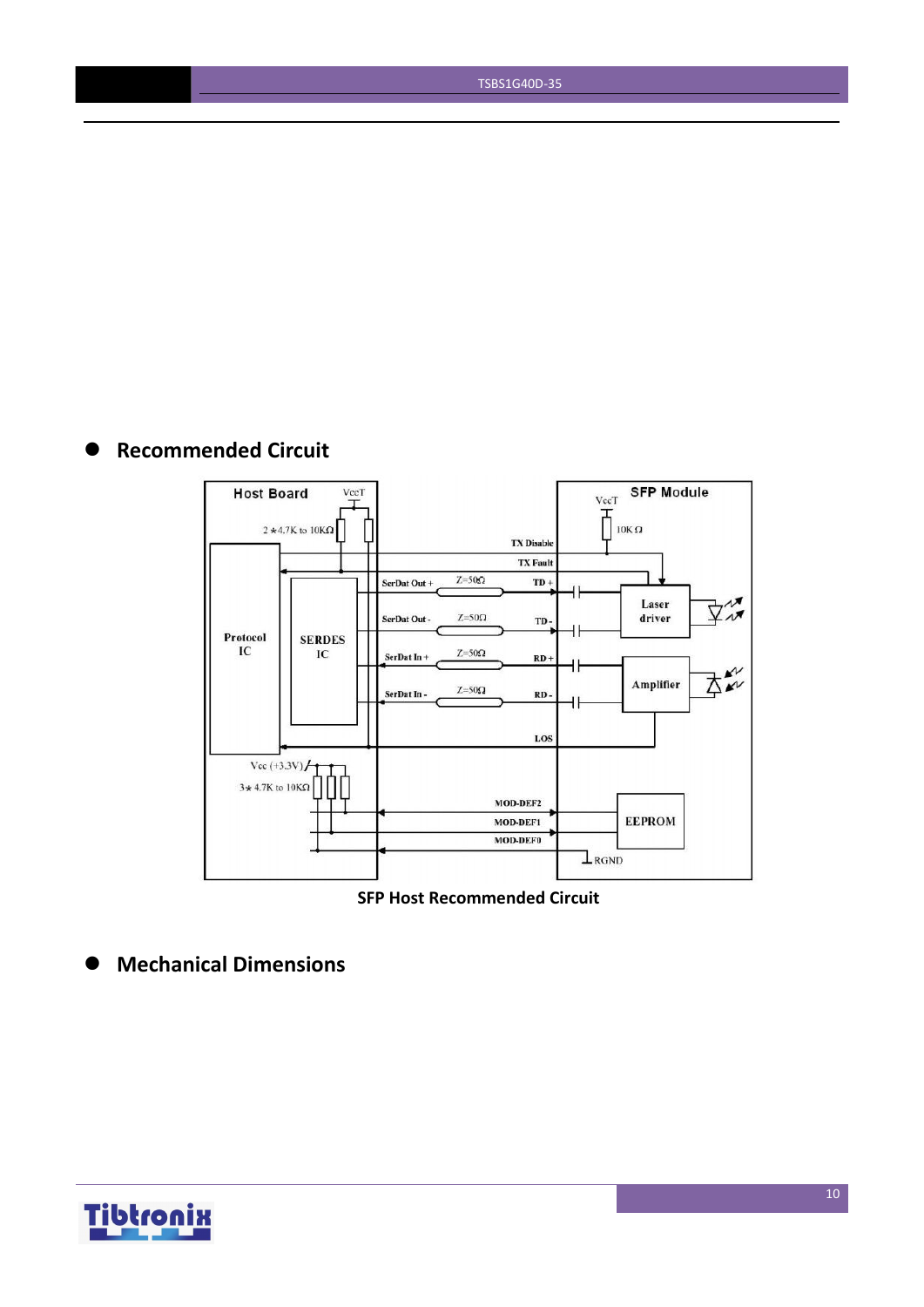## Recommended Circuit

SFP Host Recommended Circuit

## Mechanical Dimensions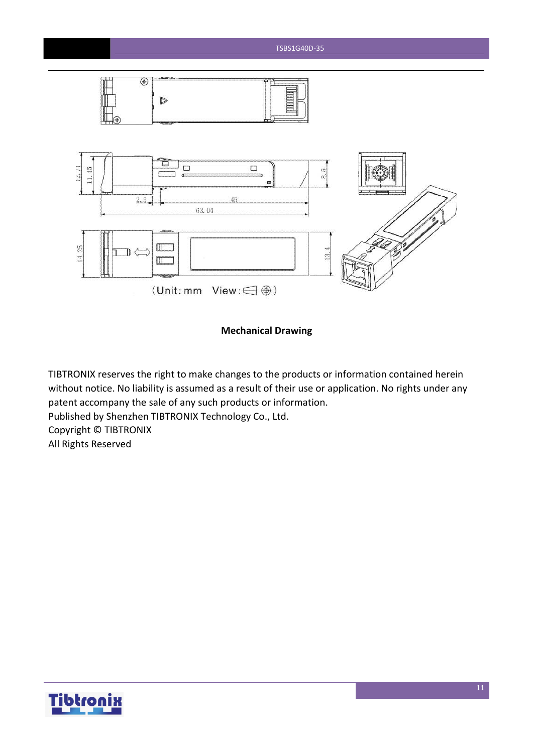(Unit: mm View: )

12.71

11.45

2.5

45

63.04

8.5

14.25

13.4

**Mechanical Drawing**

TIBTRONIX reserves the right to make changes to the products or information contained herein without notice. No liability is assumed as a result of their use or application. No rights under any patent accompany the sale of any such products or information.
Published by Shenzhen TIBTRONIX Technology Co., Ltd.
Copyright © TIBTRONIX
All Rights Reserved